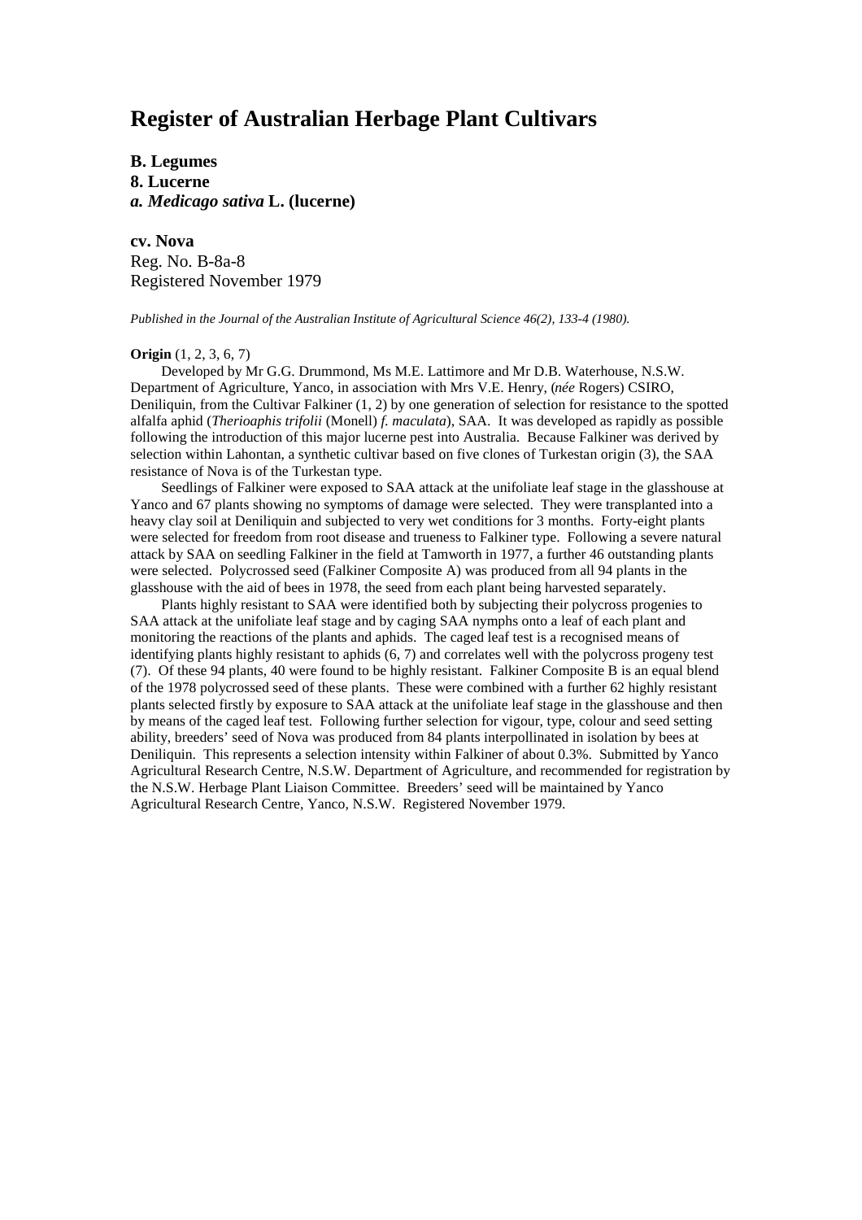# Register of Australian Herbage Plant Cultivars

**B. Legumes**
**8. Lucerne**
***a. Medicago sativa* L. (lucerne)**

**cv. Nova**
Reg. No. B-8a-8
Registered November 1979

*Published in the Journal of the Australian Institute of Agricultural Science 46(2), 133-4 (1980).*

**Origin** (1, 2, 3, 6, 7)

Developed by Mr G.G. Drummond, Ms M.E. Lattimore and Mr D.B. Waterhouse, N.S.W. Department of Agriculture, Yanco, in association with Mrs V.E. Henry, (*née* Rogers) CSIRO, Deniliquin, from the Cultivar Falkiner (1, 2) by one generation of selection for resistance to the spotted alfalfa aphid (*Therioaphis trifolii* (Monell) *f. maculata*), SAA. It was developed as rapidly as possible following the introduction of this major lucerne pest into Australia. Because Falkiner was derived by selection within Lahontan, a synthetic cultivar based on five clones of Turkestan origin (3), the SAA resistance of Nova is of the Turkestan type.

Seedlings of Falkiner were exposed to SAA attack at the unifoliate leaf stage in the glasshouse at Yanco and 67 plants showing no symptoms of damage were selected. They were transplanted into a heavy clay soil at Deniliquin and subjected to very wet conditions for 3 months. Forty-eight plants were selected for freedom from root disease and trueness to Falkiner type. Following a severe natural attack by SAA on seedling Falkiner in the field at Tamworth in 1977, a further 46 outstanding plants were selected. Polycrossed seed (Falkiner Composite A) was produced from all 94 plants in the glasshouse with the aid of bees in 1978, the seed from each plant being harvested separately.

Plants highly resistant to SAA were identified both by subjecting their polycross progenies to SAA attack at the unifoliate leaf stage and by caging SAA nymphs onto a leaf of each plant and monitoring the reactions of the plants and aphids. The caged leaf test is a recognised means of identifying plants highly resistant to aphids (6, 7) and correlates well with the polycross progeny test (7). Of these 94 plants, 40 were found to be highly resistant. Falkiner Composite B is an equal blend of the 1978 polycrossed seed of these plants. These were combined with a further 62 highly resistant plants selected firstly by exposure to SAA attack at the unifoliate leaf stage in the glasshouse and then by means of the caged leaf test. Following further selection for vigour, type, colour and seed setting ability, breeders' seed of Nova was produced from 84 plants interpollinated in isolation by bees at Deniliquin. This represents a selection intensity within Falkiner of about 0.3%. Submitted by Yanco Agricultural Research Centre, N.S.W. Department of Agriculture, and recommended for registration by the N.S.W. Herbage Plant Liaison Committee. Breeders' seed will be maintained by Yanco Agricultural Research Centre, Yanco, N.S.W. Registered November 1979.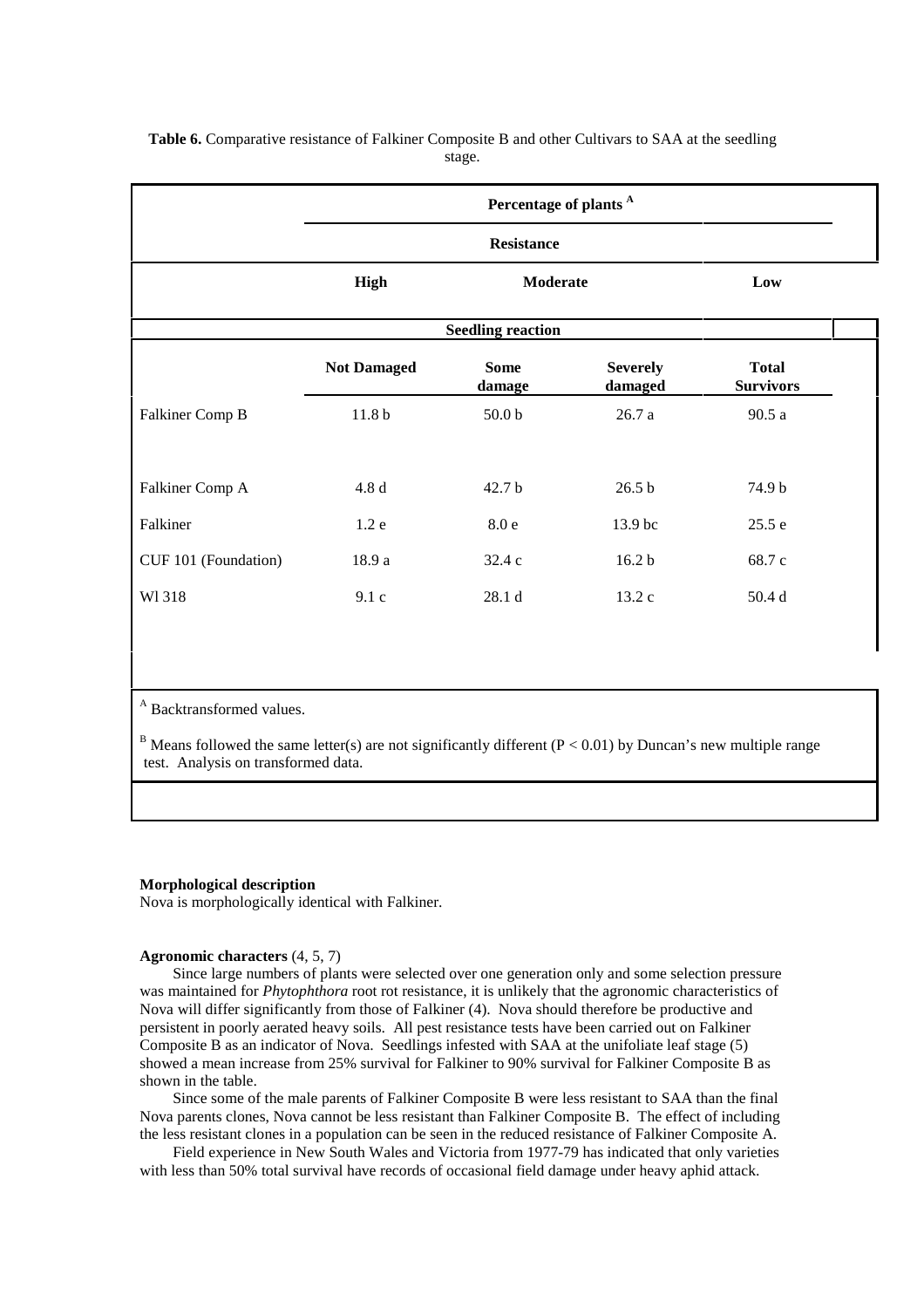**Table 6.** Comparative resistance of Falkiner Composite B and other Cultivars to SAA at the seedling stage.

| | Percentage of plants [A] | | | |
|---|---|---|---|---|
| | Resistance | | | |
| | High | Moderate | | Low |
| | Seedling reaction | | | |
| | Not Damaged | Some damage | Severely damaged | Total Survivors |
| Falkiner Comp B | 11.8 b | 50.0 b | 26.7 a | 90.5 a |
| Falkiner Comp A | 4.8 d | 42.7 b | 26.5 b | 74.9 b |
| Falkiner | 1.2 e | 8.0 e | 13.9 bc | 25.5 e |
| CUF 101 (Foundation) | 18.9 a | 32.4 c | 16.2 b | 68.7 c |
| Wl 318 | 9.1 c | 28.1 d | 13.2 c | 50.4 d |

[A] Backtransformed values.

[B] Means followed the same letter(s) are not significantly different ($P < 0.01$) by Duncan's new multiple range test. Analysis on transformed data.

**Morphological description**
Nova is morphologically identical with Falkiner.

**Agronomic characters** (4, 5, 7)

Since large numbers of plants were selected over one generation only and some selection pressure was maintained for *Phytophthora* root rot resistance, it is unlikely that the agronomic characteristics of Nova will differ significantly from those of Falkiner (4). Nova should therefore be productive and persistent in poorly aerated heavy soils. All pest resistance tests have been carried out on Falkiner Composite B as an indicator of Nova. Seedlings infested with SAA at the unifoliate leaf stage (5) showed a mean increase from 25% survival for Falkiner to 90% survival for Falkiner Composite B as shown in the table.

Since some of the male parents of Falkiner Composite B were less resistant to SAA than the final Nova parents clones, Nova cannot be less resistant than Falkiner Composite B. The effect of including the less resistant clones in a population can be seen in the reduced resistance of Falkiner Composite A.

Field experience in New South Wales and Victoria from 1977-79 has indicated that only varieties with less than 50% total survival have records of occasional field damage under heavy aphid attack.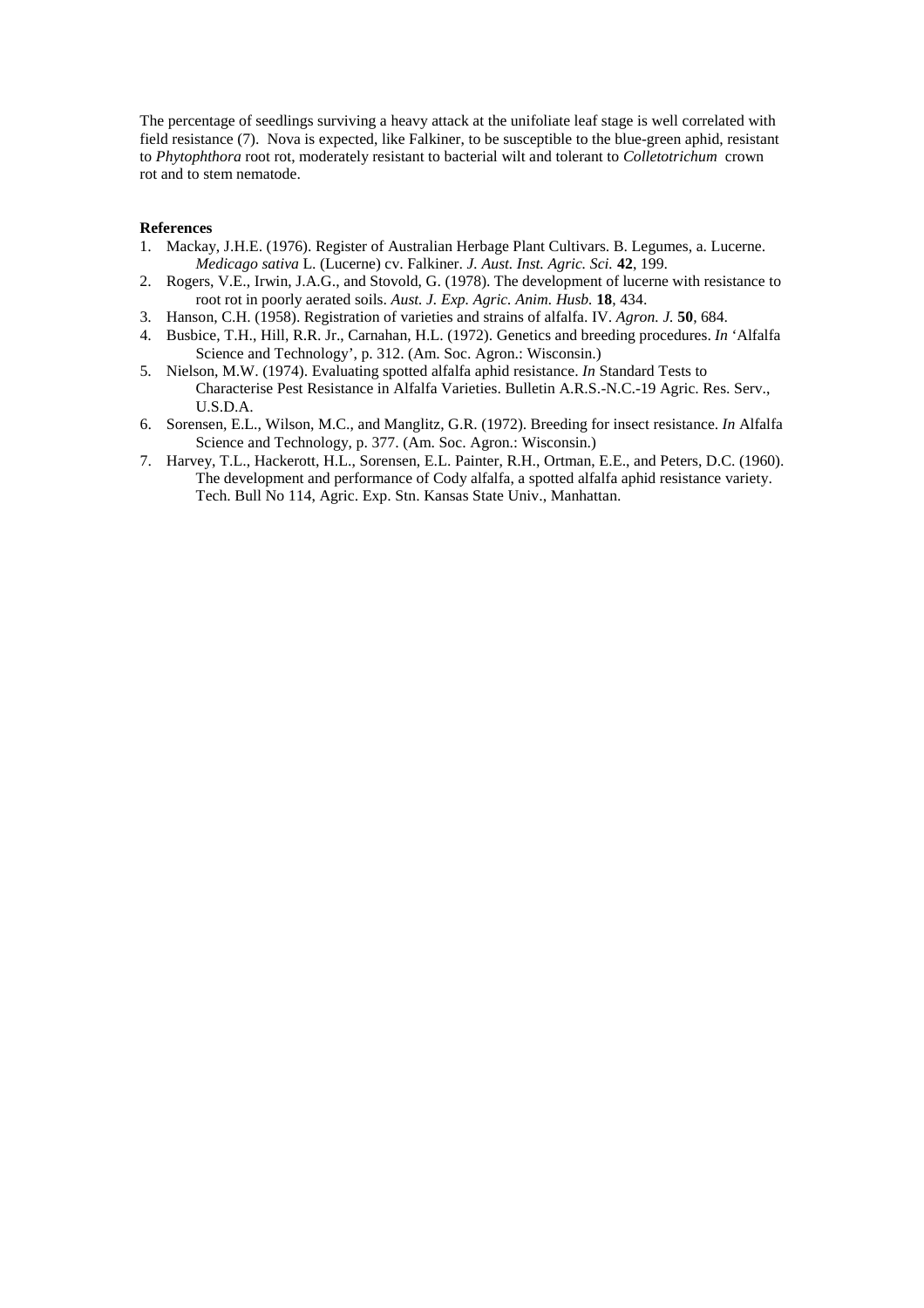The percentage of seedlings surviving a heavy attack at the unifoliate leaf stage is well correlated with field resistance (7). Nova is expected, like Falkiner, to be susceptible to the blue-green aphid, resistant to *Phytophthora* root rot, moderately resistant to bacterial wilt and tolerant to *Colletotrichum* crown rot and to stem nematode.

**References**

1. Mackay, J.H.E. (1976). Register of Australian Herbage Plant Cultivars. B. Legumes, a. Lucerne. *Medicago sativa* L. (Lucerne) cv. Falkiner. *J. Aust. Inst. Agric. Sci.* **42**, 199.
2. Rogers, V.E., Irwin, J.A.G., and Stovold, G. (1978). The development of lucerne with resistance to root rot in poorly aerated soils. *Aust. J. Exp. Agric. Anim. Husb.* **18**, 434.
3. Hanson, C.H. (1958). Registration of varieties and strains of alfalfa. IV. *Agron. J.* **50**, 684.
4. Busbice, T.H., Hill, R.R. Jr., Carnahan, H.L. (1972). Genetics and breeding procedures. *In* 'Alfalfa Science and Technology', p. 312. (Am. Soc. Agron.: Wisconsin.)
5. Nielson, M.W. (1974). Evaluating spotted alfalfa aphid resistance. *In* Standard Tests to Characterise Pest Resistance in Alfalfa Varieties. Bulletin A.R.S.-N.C.-19 Agric. Res. Serv., U.S.D.A.
6. Sorensen, E.L., Wilson, M.C., and Manglitz, G.R. (1972). Breeding for insect resistance. *In* Alfalfa Science and Technology, p. 377. (Am. Soc. Agron.: Wisconsin.)
7. Harvey, T.L., Hackerott, H.L., Sorensen, E.L. Painter, R.H., Ortman, E.E., and Peters, D.C. (1960). The development and performance of Cody alfalfa, a spotted alfalfa aphid resistance variety. Tech. Bull No 114, Agric. Exp. Stn. Kansas State Univ., Manhattan.